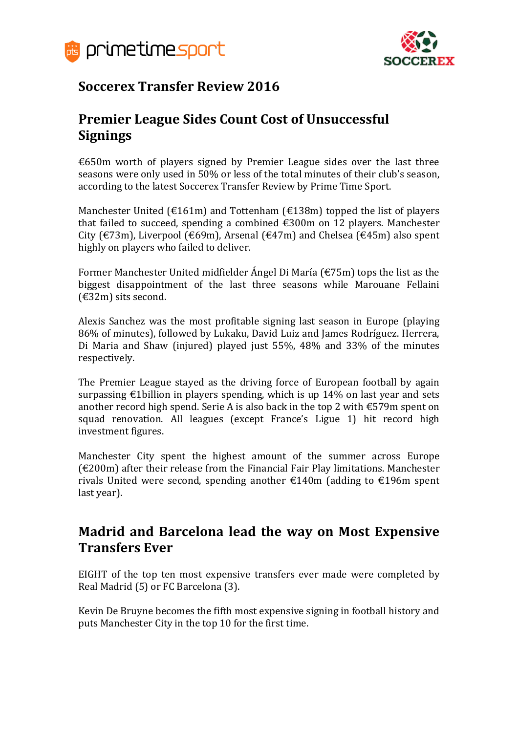# Soccerex Transfer Review 2016

## Premier League Sides Count Cost of Unsuccessful Signings

€650m worth of players signed by Premier League sides over the last three seasons were only used in 50% or less of the total minutes of their club's season, according to the latest Soccerex Transfer Review by Prime Time Sport.

Manchester United (€161m) and Tottenham (€138m) topped the list of players that failed to succeed, spending a combined €300m on 12 players. Manchester City (€73m), Liverpool (€69m), Arsenal (€47m) and Chelsea (€45m) also spent highly on players who failed to deliver.

Former Manchester United midfielder Ángel Di María (€75m) tops the list as the biggest disappointment of the last three seasons while Marouane Fellaini (€32m) sits second.

Alexis Sanchez was the most profitable signing last season in Europe (playing 86% of minutes), followed by Lukaku, David Luiz and James Rodríguez. Herrera, Di Maria and Shaw (injured) played just 55%, 48% and 33% of the minutes respectively.

The Premier League stayed as the driving force of European football by again surpassing €1billion in players spending, which is up 14% on last year and sets another record high spend. Serie A is also back in the top 2 with €579m spent on squad renovation. All leagues (except France's Ligue 1) hit record high investment figures.

Manchester City spent the highest amount of the summer across Europe (€200m) after their release from the Financial Fair Play limitations. Manchester rivals United were second, spending another €140m (adding to €196m spent last year).

## Madrid and Barcelona lead the way on Most Expensive Transfers Ever

EIGHT of the top ten most expensive transfers ever made were completed by Real Madrid (5) or FC Barcelona (3).

Kevin De Bruyne becomes the fifth most expensive signing in football history and puts Manchester City in the top 10 for the first time.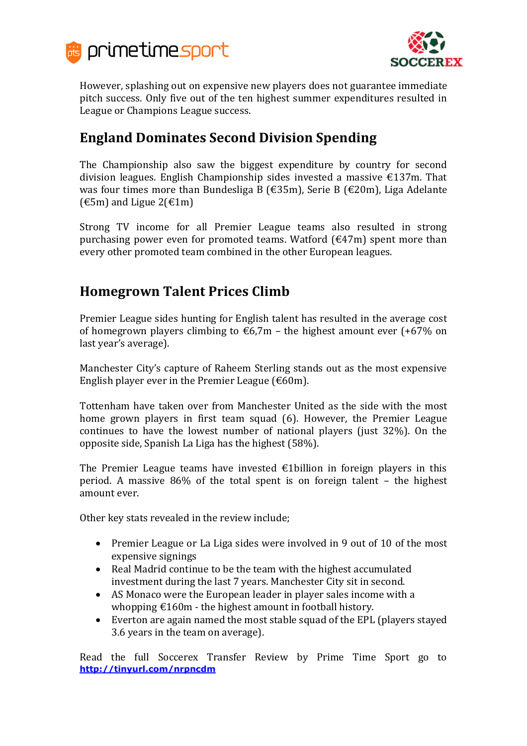However, splashing out on expensive new players does not guarantee immediate pitch success. Only five out of the ten highest summer expenditures resulted in League or Champions League success.

## England Dominates Second Division Spending

The Championship also saw the biggest expenditure by country for second division leagues. English Championship sides invested a massive €137m. That was four times more than Bundesliga B (€35m), Serie B (€20m), Liga Adelante (€5m) and Ligue 2(€1m)

Strong TV income for all Premier League teams also resulted in strong purchasing power even for promoted teams. Watford (€47m) spent more than every other promoted team combined in the other European leagues.

## Homegrown Talent Prices Climb

Premier League sides hunting for English talent has resulted in the average cost of homegrown players climbing to €6,7m – the highest amount ever (+67% on last year's average).

Manchester City's capture of Raheem Sterling stands out as the most expensive English player ever in the Premier League (€60m).

Tottenham have taken over from Manchester United as the side with the most home grown players in first team squad (6). However, the Premier League continues to have the lowest number of national players (just 32%). On the opposite side, Spanish La Liga has the highest (58%).

The Premier League teams have invested €1billion in foreign players in this period. A massive 86% of the total spent is on foreign talent – the highest amount ever.

Other key stats revealed in the review include;

- Premier League or La Liga sides were involved in 9 out of 10 of the most expensive signings
- Real Madrid continue to be the team with the highest accumulated investment during the last 7 years. Manchester City sit in second.
- AS Monaco were the European leader in player sales income with a whopping €160m - the highest amount in football history.
- Everton are again named the most stable squad of the EPL (players stayed 3.6 years in the team on average).

Read the full Soccerex Transfer Review by Prime Time Sport go to **http://tinyurl.com/nrpncdm**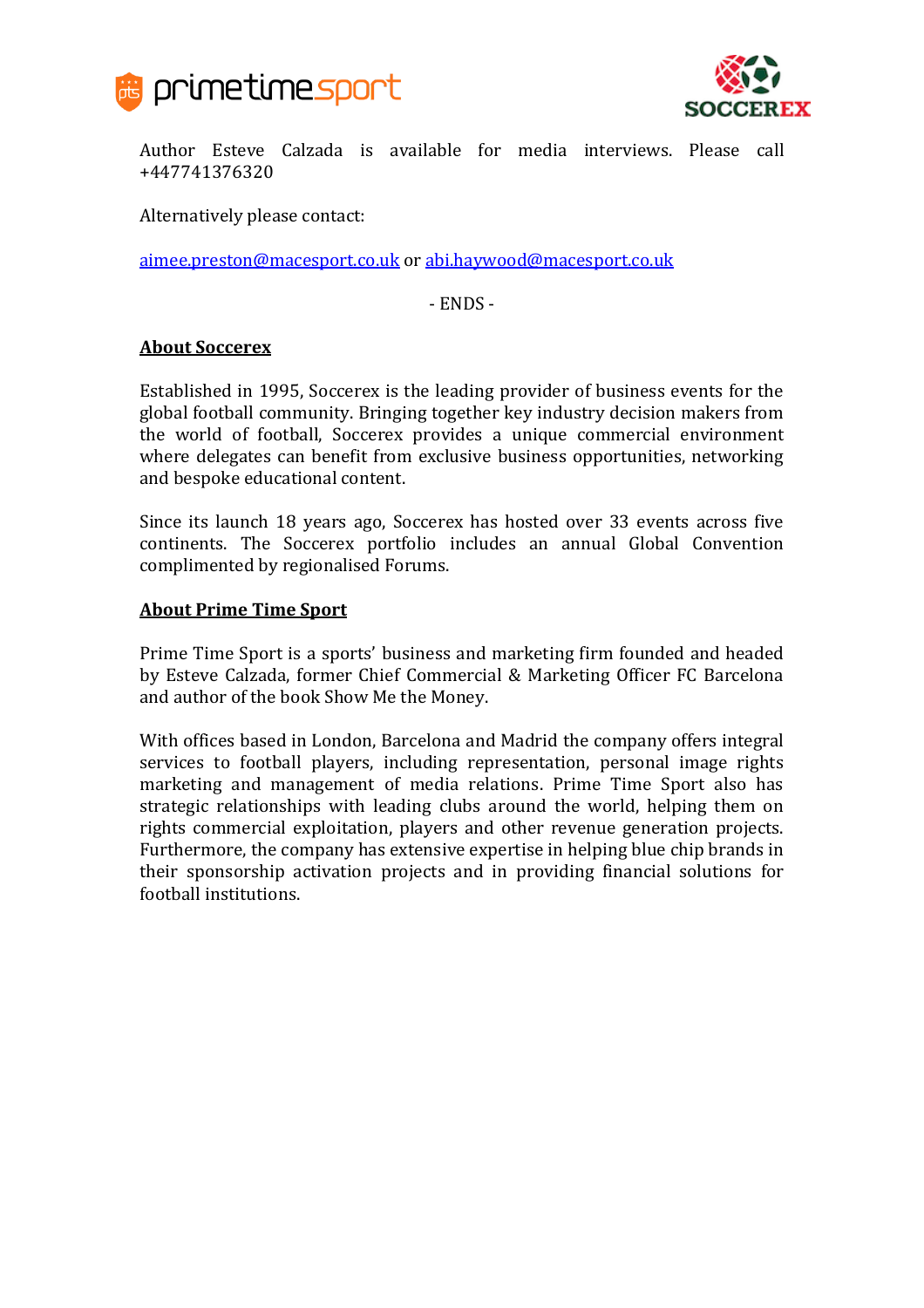Author Esteve Calzada is available for media interviews. Please call +447741376320

Alternatively please contact:

aimee.preston@macesport.co.uk or abi.haywood@macesport.co.uk

- ENDS -

**About Soccerex**

Established in 1995, Soccerex is the leading provider of business events for the global football community. Bringing together key industry decision makers from the world of football, Soccerex provides a unique commercial environment where delegates can benefit from exclusive business opportunities, networking and bespoke educational content.

Since its launch 18 years ago, Soccerex has hosted over 33 events across five continents. The Soccerex portfolio includes an annual Global Convention complimented by regionalised Forums.

**About Prime Time Sport**

Prime Time Sport is a sports' business and marketing firm founded and headed by Esteve Calzada, former Chief Commercial & Marketing Officer FC Barcelona and author of the book Show Me the Money.

With offices based in London, Barcelona and Madrid the company offers integral services to football players, including representation, personal image rights marketing and management of media relations. Prime Time Sport also has strategic relationships with leading clubs around the world, helping them on rights commercial exploitation, players and other revenue generation projects. Furthermore, the company has extensive expertise in helping blue chip brands in their sponsorship activation projects and in providing financial solutions for football institutions.